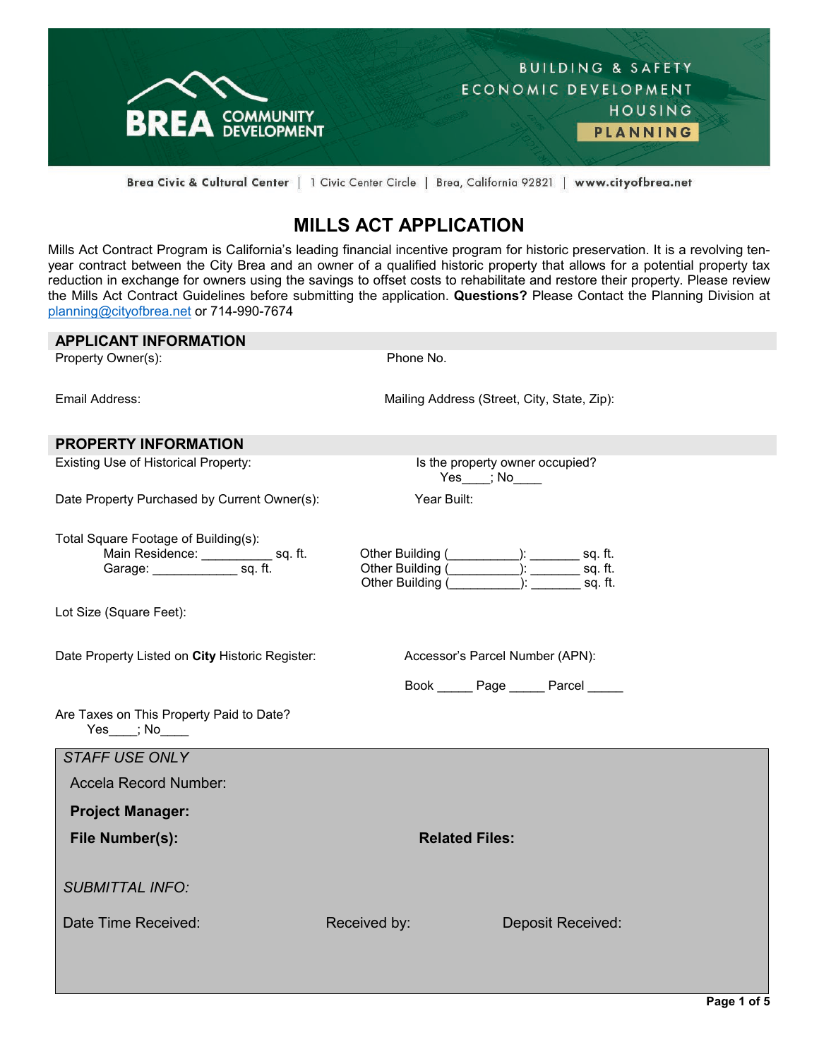BUILDING & SAFETY
ECONOMIC DEVELOPMENT
HOUSING
PLANNING

BREA COMMUNITY DEVELOPMENT

Brea Civic & Cultural Center | 1 Civic Center Circle | Brea, California 92821 | www.cityofbrea.net

# MILLS ACT APPLICATION

Mills Act Contract Program is California's leading financial incentive program for historic preservation. It is a revolving ten-year contract between the City Brea and an owner of a qualified historic property that allows for a potential property tax reduction in exchange for owners using the savings to offset costs to rehabilitate and restore their property. Please review the Mills Act Contract Guidelines before submitting the application. **Questions?** Please Contact the Planning Division at planning@cityofbrea.net or 714-990-7674

## APPLICANT INFORMATION

Property Owner(s):

Phone No.

Email Address:

Mailing Address (Street, City, State, Zip):

## PROPERTY INFORMATION

Existing Use of Historical Property:

Is the property owner occupied?
Yes____; No____

Date Property Purchased by Current Owner(s):

Year Built:

Total Square Footage of Building(s):

Main Residence: __________ sq. ft.
Garage: ____________ sq. ft.

Other Building (__________): _______ sq. ft.
Other Building (__________): _______ sq. ft.
Other Building (__________): _______ sq. ft.

Lot Size (Square Feet):

Date Property Listed on **City** Historic Register:

Accessor's Parcel Number (APN):

Book _____ Page _____ Parcel _____

Are Taxes on This Property Paid to Date?
Yes____; No____

*STAFF USE ONLY*

Accela Record Number:

**Project Manager:**

**File Number(s):**

**Related Files:**

*SUBMITTAL INFO:*

Date Time Received:

Received by:

Deposit Received: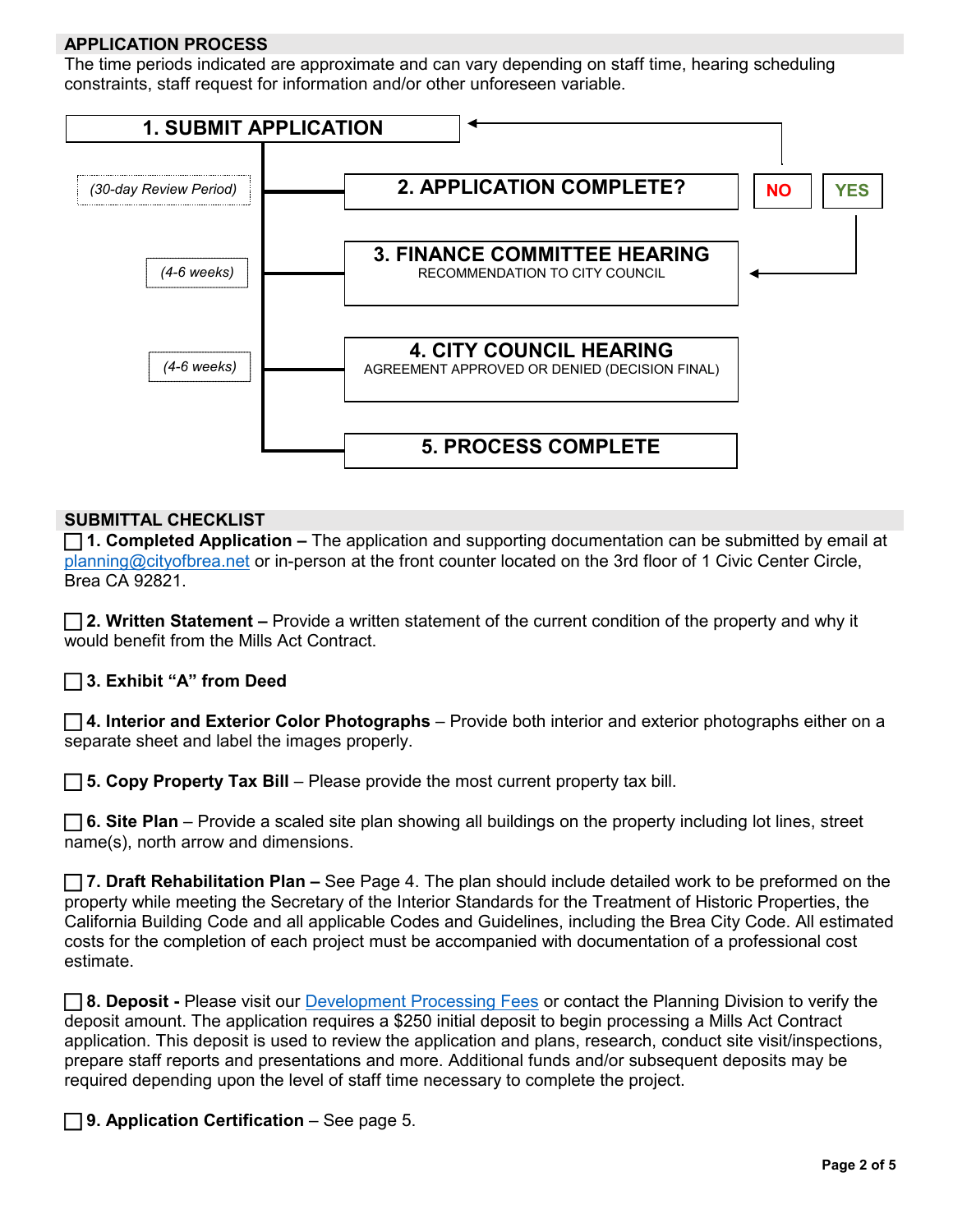## APPLICATION PROCESS

The time periods indicated are approximate and can vary depending on staff time, hearing scheduling constraints, staff request for information and/or other unforeseen variable.

**1. SUBMIT APPLICATION**

*(30-day Review Period)*

**2. APPLICATION COMPLETE?** — **NO** (return to 1. Submit Application) / **YES** (proceed to 3)

*(4-6 weeks)*

**3. FINANCE COMMITTEE HEARING**
RECOMMENDATION TO CITY COUNCIL

*(4-6 weeks)*

**4. CITY COUNCIL HEARING**
AGREEMENT APPROVED OR DENIED (DECISION FINAL)

**5. PROCESS COMPLETE**

## SUBMITTAL CHECKLIST

☐ **1. Completed Application –** The application and supporting documentation can be submitted by email at planning@cityofbrea.net or in-person at the front counter located on the 3rd floor of 1 Civic Center Circle, Brea CA 92821.

☐ **2. Written Statement –** Provide a written statement of the current condition of the property and why it would benefit from the Mills Act Contract.

☐ **3. Exhibit "A" from Deed**

☐ **4. Interior and Exterior Color Photographs** – Provide both interior and exterior photographs either on a separate sheet and label the images properly.

☐ **5. Copy Property Tax Bill** – Please provide the most current property tax bill.

☐ **6. Site Plan** – Provide a scaled site plan showing all buildings on the property including lot lines, street name(s), north arrow and dimensions.

☐ **7. Draft Rehabilitation Plan –** See Page 4. The plan should include detailed work to be preformed on the property while meeting the Secretary of the Interior Standards for the Treatment of Historic Properties, the California Building Code and all applicable Codes and Guidelines, including the Brea City Code. All estimated costs for the completion of each project must be accompanied with documentation of a professional cost estimate.

☐ **8. Deposit -** Please visit our Development Processing Fees or contact the Planning Division to verify the deposit amount. The application requires a $250 initial deposit to begin processing a Mills Act Contract application. This deposit is used to review the application and plans, research, conduct site visit/inspections, prepare staff reports and presentations and more. Additional funds and/or subsequent deposits may be required depending upon the level of staff time necessary to complete the project.

☐ **9. Application Certification** – See page 5.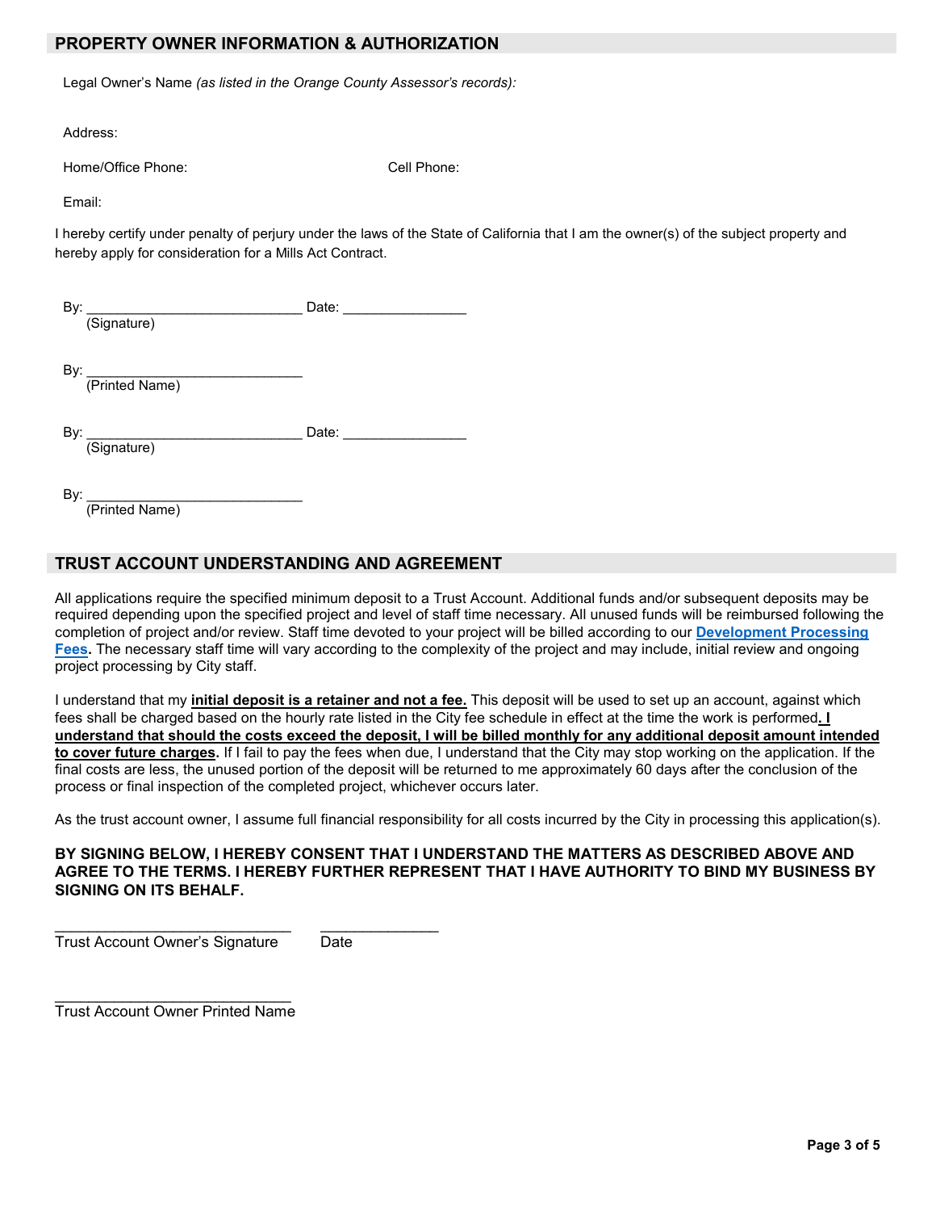## PROPERTY OWNER INFORMATION & AUTHORIZATION

Legal Owner's Name *(as listed in the Orange County Assessor's records)*:

Address:

Home/Office Phone: Cell Phone:

Email:

I hereby certify under penalty of perjury under the laws of the State of California that I am the owner(s) of the subject property and hereby apply for consideration for a Mills Act Contract.

By: ____________________________ Date: ________________
(Signature)

By: ____________________________
(Printed Name)

By: ____________________________ Date: ________________
(Signature)

By: ____________________________
(Printed Name)

## TRUST ACCOUNT UNDERSTANDING AND AGREEMENT

All applications require the specified minimum deposit to a Trust Account. Additional funds and/or subsequent deposits may be required depending upon the specified project and level of staff time necessary. All unused funds will be reimbursed following the completion of project and/or review. Staff time devoted to your project will be billed according to our **Development Processing Fees.** The necessary staff time will vary according to the complexity of the project and may include, initial review and ongoing project processing by City staff.

I understand that my **initial deposit is a retainer and not a fee.** This deposit will be used to set up an account, against which fees shall be charged based on the hourly rate listed in the City fee schedule in effect at the time the work is performed**. I understand that should the costs exceed the deposit, I will be billed monthly for any additional deposit amount intended to cover future charges.** If I fail to pay the fees when due, I understand that the City may stop working on the application. If the final costs are less, the unused portion of the deposit will be returned to me approximately 60 days after the conclusion of the process or final inspection of the completed project, whichever occurs later.

As the trust account owner, I assume full financial responsibility for all costs incurred by the City in processing this application(s).

**BY SIGNING BELOW, I HEREBY CONSENT THAT I UNDERSTAND THE MATTERS AS DESCRIBED ABOVE AND AGREE TO THE TERMS. I HEREBY FURTHER REPRESENT THAT I HAVE AUTHORITY TO BIND MY BUSINESS BY SIGNING ON ITS BEHALF.**

____________________________ ______________
Trust Account Owner's Signature Date

____________________________
Trust Account Owner Printed Name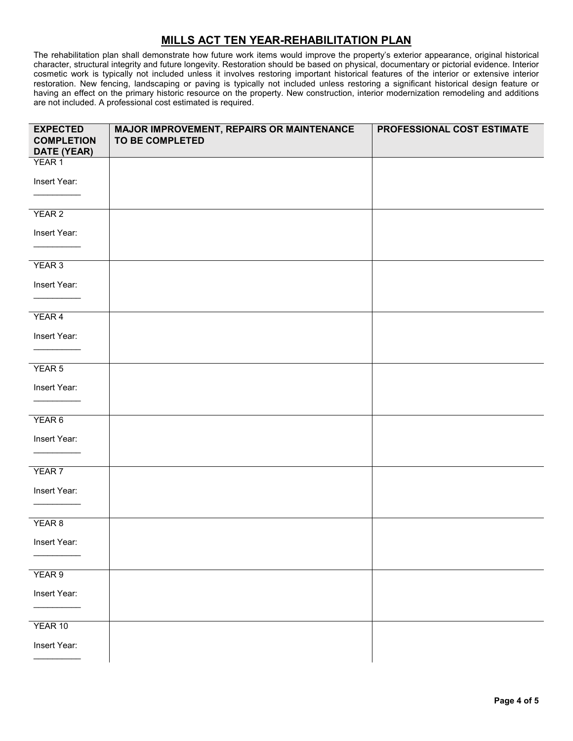# MILLS ACT TEN YEAR-REHABILITATION PLAN

The rehabilitation plan shall demonstrate how future work items would improve the property's exterior appearance, original historical character, structural integrity and future longevity. Restoration should be based on physical, documentary or pictorial evidence. Interior cosmetic work is typically not included unless it involves restoring important historical features of the interior or extensive interior restoration. New fencing, landscaping or paving is typically not included unless restoring a significant historical design feature or having an effect on the primary historic resource on the property. New construction, interior modernization remodeling and additions are not included. A professional cost estimated is required.

| EXPECTED COMPLETION DATE (YEAR) | MAJOR IMPROVEMENT, REPAIRS OR MAINTENANCE TO BE COMPLETED | PROFESSIONAL COST ESTIMATE |
|---|---|---|
| YEAR 1<br><br>Insert Year: __________ | | |
| YEAR 2<br><br>Insert Year: __________ | | |
| YEAR 3<br><br>Insert Year: __________ | | |
| YEAR 4<br><br>Insert Year: __________ | | |
| YEAR 5<br><br>Insert Year: __________ | | |
| YEAR 6<br><br>Insert Year: __________ | | |
| YEAR 7<br><br>Insert Year: __________ | | |
| YEAR 8<br><br>Insert Year: __________ | | |
| YEAR 9<br><br>Insert Year: __________ | | |
| YEAR 10<br><br>Insert Year: __________ | | |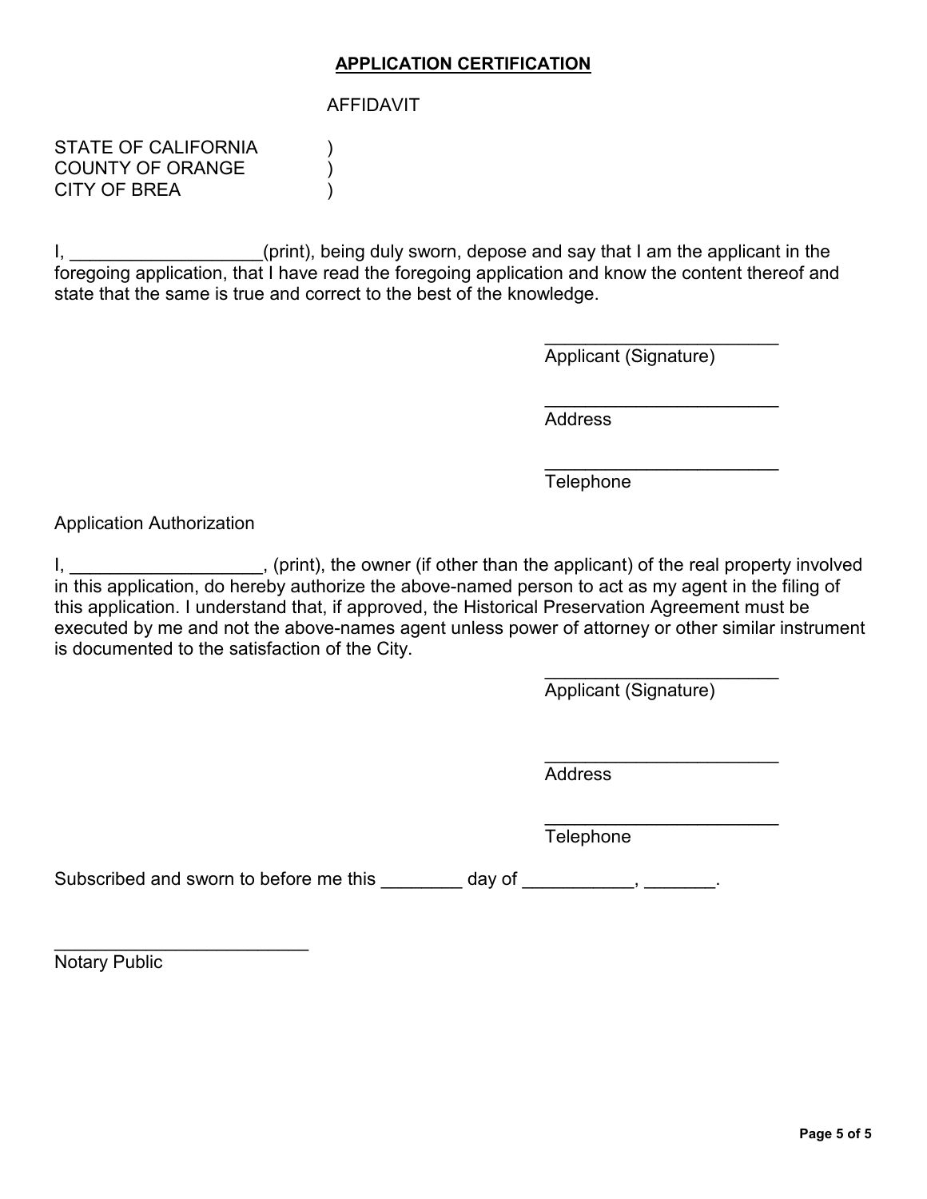**APPLICATION CERTIFICATION**

AFFIDAVIT

STATE OF CALIFORNIA )
COUNTY OF ORANGE )
CITY OF BREA )

I, ___________________(print), being duly sworn, depose and say that I am the applicant in the foregoing application, that I have read the foregoing application and know the content thereof and state that the same is true and correct to the best of the knowledge.

________________________
Applicant (Signature)

________________________
Address

________________________
Telephone

Application Authorization

I, ___________________, (print), the owner (if other than the applicant) of the real property involved in this application, do hereby authorize the above-named person to act as my agent in the filing of this application. I understand that, if approved, the Historical Preservation Agreement must be executed by me and not the above-names agent unless power of attorney or other similar instrument is documented to the satisfaction of the City.

________________________
Applicant (Signature)

________________________
Address

________________________
Telephone

Subscribed and sworn to before me this ________ day of ___________, _______.

__________________________
Notary Public